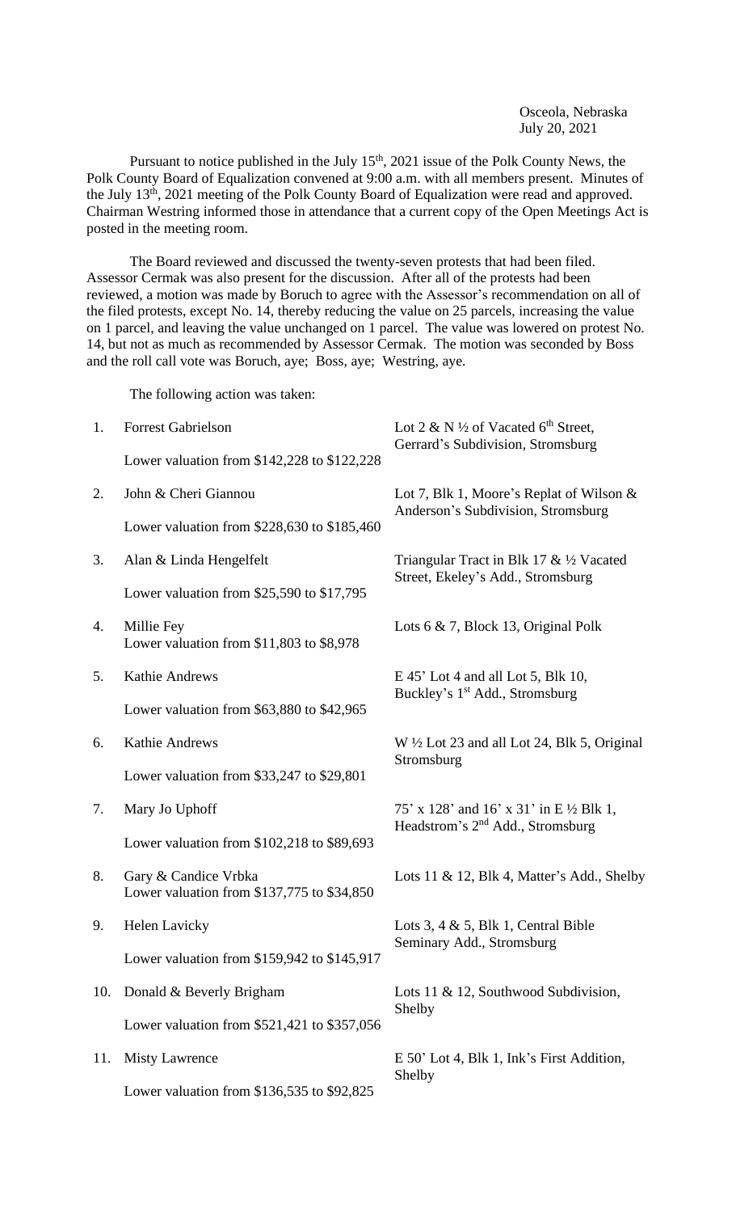Osceola, Nebraska
July 20, 2021

Pursuant to notice published in the July 15th, 2021 issue of the Polk County News, the Polk County Board of Equalization convened at 9:00 a.m. with all members present. Minutes of the July 13th, 2021 meeting of the Polk County Board of Equalization were read and approved. Chairman Westring informed those in attendance that a current copy of the Open Meetings Act is posted in the meeting room.

The Board reviewed and discussed the twenty-seven protests that had been filed. Assessor Cermak was also present for the discussion. After all of the protests had been reviewed, a motion was made by Boruch to agree with the Assessor's recommendation on all of the filed protests, except No. 14, thereby reducing the value on 25 parcels, increasing the value on 1 parcel, and leaving the value unchanged on 1 parcel. The value was lowered on protest No. 14, but not as much as recommended by Assessor Cermak. The motion was seconded by Boss and the roll call vote was Boruch, aye; Boss, aye; Westring, aye.

The following action was taken:

1. Forrest Gabrielson — Lot 2 & N ½ of Vacated 6th Street, Gerrard's Subdivision, Stromsburg
   Lower valuation from $142,228 to $122,228

2. John & Cheri Giannou — Lot 7, Blk 1, Moore's Replat of Wilson & Anderson's Subdivision, Stromsburg
   Lower valuation from $228,630 to $185,460

3. Alan & Linda Hengelfelt — Triangular Tract in Blk 17 & ½ Vacated Street, Ekeley's Add., Stromsburg
   Lower valuation from $25,590 to $17,795

4. Millie Fey — Lots 6 & 7, Block 13, Original Polk
   Lower valuation from $11,803 to $8,978

5. Kathie Andrews — E 45' Lot 4 and all Lot 5, Blk 10, Buckley's 1st Add., Stromsburg
   Lower valuation from $63,880 to $42,965

6. Kathie Andrews — W ½ Lot 23 and all Lot 24, Blk 5, Original Stromsburg
   Lower valuation from $33,247 to $29,801

7. Mary Jo Uphoff — 75' x 128' and 16' x 31' in E ½ Blk 1, Headstrom's 2nd Add., Stromsburg
   Lower valuation from $102,218 to $89,693

8. Gary & Candice Vrbka — Lots 11 & 12, Blk 4, Matter's Add., Shelby
   Lower valuation from $137,775 to $34,850

9. Helen Lavicky — Lots 3, 4 & 5, Blk 1, Central Bible Seminary Add., Stromsburg
   Lower valuation from $159,942 to $145,917

10. Donald & Beverly Brigham — Lots 11 & 12, Southwood Subdivision, Shelby
    Lower valuation from $521,421 to $357,056

11. Misty Lawrence — E 50' Lot 4, Blk 1, Ink's First Addition, Shelby
    Lower valuation from $136,535 to $92,825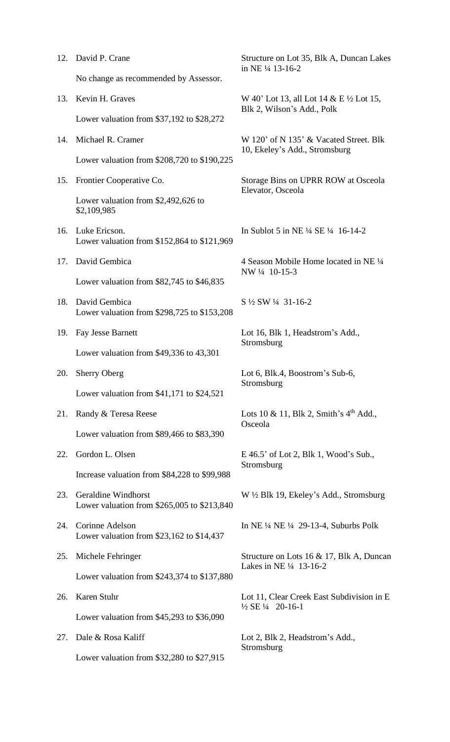12. David P. Crane — Structure on Lot 35, Blk A, Duncan Lakes in NE ¼ 13-16-2

    No change as recommended by Assessor.

13. Kevin H. Graves — W 40' Lot 13, all Lot 14 & E ½ Lot 15, Blk 2, Wilson's Add., Polk

    Lower valuation from $37,192 to $28,272

14. Michael R. Cramer — W 120' of N 135' & Vacated Street. Blk 10, Ekeley's Add., Stromsburg

    Lower valuation from $208,720 to $190,225

15. Frontier Cooperative Co. — Storage Bins on UPRR ROW at Osceola Elevator, Osceola

    Lower valuation from $2,492,626 to $2,109,985

16. Luke Ericson. — In Sublot 5 in NE ¼ SE ¼ 16-14-2

    Lower valuation from $152,864 to $121,969

17. David Gembica — 4 Season Mobile Home located in NE ¼ NW ¼ 10-15-3

    Lower valuation from $82,745 to $46,835

18. David Gembica — S ½ SW ¼ 31-16-2

    Lower valuation from $298,725 to $153,208

19. Fay Jesse Barnett — Lot 16, Blk 1, Headstrom's Add., Stromsburg

    Lower valuation from $49,336 to 43,301

20. Sherry Oberg — Lot 6, Blk.4, Boostrom's Sub-6, Stromsburg

    Lower valuation from $41,171 to $24,521

21. Randy & Teresa Reese — Lots 10 & 11, Blk 2, Smith's 4th Add., Osceola

    Lower valuation from $89,466 to $83,390

22. Gordon L. Olsen — E 46.5' of Lot 2, Blk 1, Wood's Sub., Stromsburg

    Increase valuation from $84,228 to $99,988

23. Geraldine Windhorst — W ½ Blk 19, Ekeley's Add., Stromsburg

    Lower valuation from $265,005 to $213,840

24. Corinne Adelson — In NE ¼ NE ¼ 29-13-4, Suburbs Polk

    Lower valuation from $23,162 to $14,437

25. Michele Fehringer — Structure on Lots 16 & 17, Blk A, Duncan Lakes in NE ¼ 13-16-2

    Lower valuation from $243,374 to $137,880

26. Karen Stuhr — Lot 11, Clear Creek East Subdivision in E ½ SE ¼ 20-16-1

    Lower valuation from $45,293 to $36,090

27. Dale & Rosa Kaliff — Lot 2, Blk 2, Headstrom's Add., Stromsburg

    Lower valuation from $32,280 to $27,915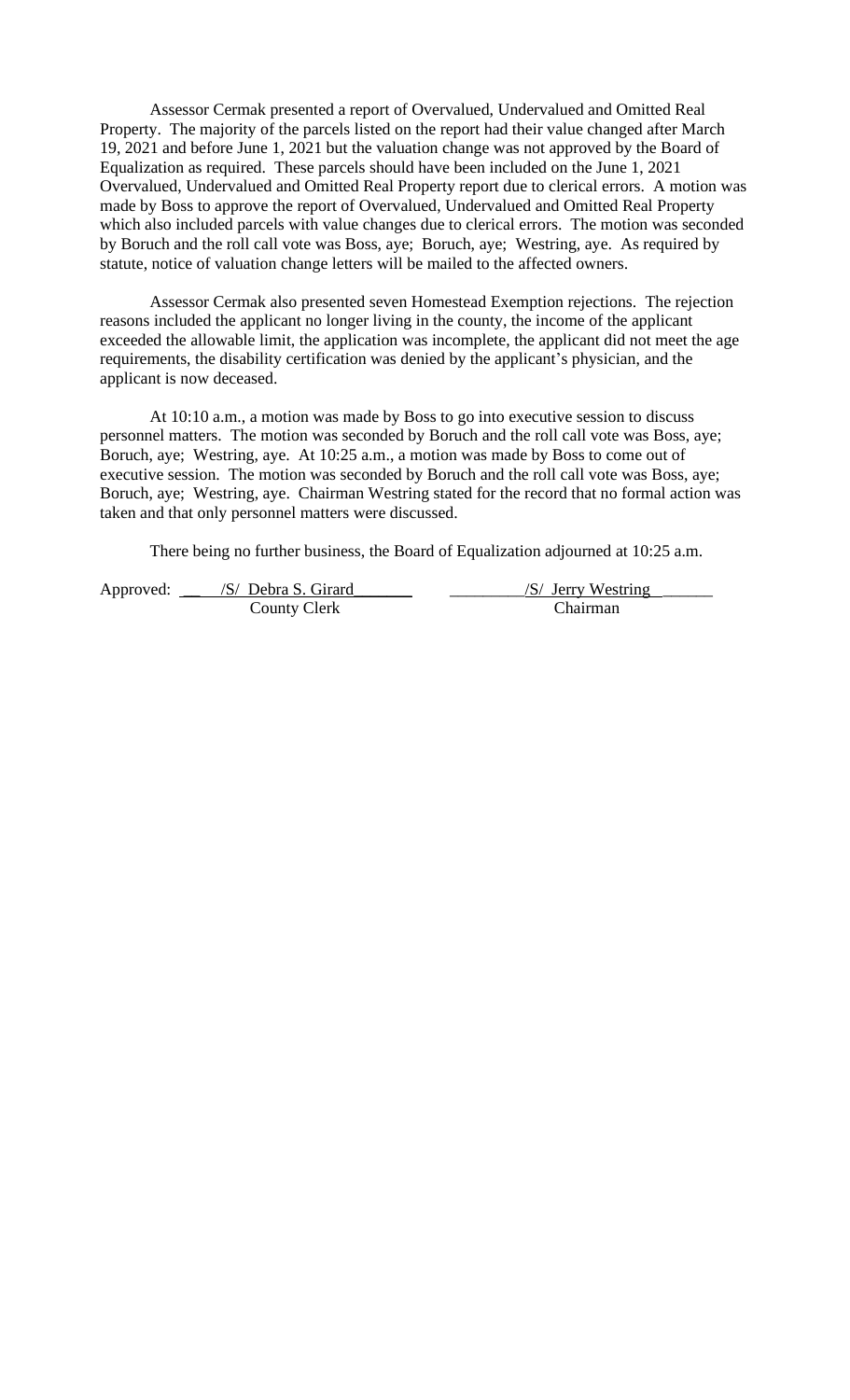Assessor Cermak presented a report of Overvalued, Undervalued and Omitted Real Property. The majority of the parcels listed on the report had their value changed after March 19, 2021 and before June 1, 2021 but the valuation change was not approved by the Board of Equalization as required. These parcels should have been included on the June 1, 2021 Overvalued, Undervalued and Omitted Real Property report due to clerical errors. A motion was made by Boss to approve the report of Overvalued, Undervalued and Omitted Real Property which also included parcels with value changes due to clerical errors. The motion was seconded by Boruch and the roll call vote was Boss, aye; Boruch, aye; Westring, aye. As required by statute, notice of valuation change letters will be mailed to the affected owners.

Assessor Cermak also presented seven Homestead Exemption rejections. The rejection reasons included the applicant no longer living in the county, the income of the applicant exceeded the allowable limit, the application was incomplete, the applicant did not meet the age requirements, the disability certification was denied by the applicant's physician, and the applicant is now deceased.

At 10:10 a.m., a motion was made by Boss to go into executive session to discuss personnel matters. The motion was seconded by Boruch and the roll call vote was Boss, aye; Boruch, aye; Westring, aye. At 10:25 a.m., a motion was made by Boss to come out of executive session. The motion was seconded by Boruch and the roll call vote was Boss, aye; Boruch, aye; Westring, aye. Chairman Westring stated for the record that no formal action was taken and that only personnel matters were discussed.

There being no further business, the Board of Equalization adjourned at 10:25 a.m.

Approved: /S/ Debra S. Girard — County Clerk

/S/ Jerry Westring — Chairman